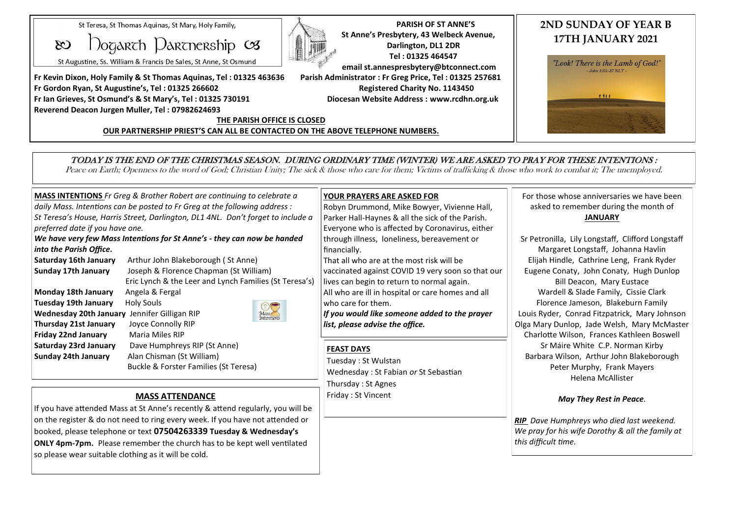St Teresa, St Thomas Aquinas, St Mary, Holy Family,

# Hogarth Partnership

St Augustine, Ss. William & Francis De Sales, St Anne, St Osmund

**PARISH OF ST ANNE'S**
**St Anne's Presbytery, 43 Welbeck Avenue,**
**Darlington, DL1 2DR**
**Tel : 01325 464547**
**email st.annespresbytery@btconnect.com**

**Fr Kevin Dixon, Holy Family & St Thomas Aquinas, Tel : 01325 463636**
**Fr Gordon Ryan, St Augustine's, Tel : 01325 266602**
**Fr Ian Grieves, St Osmund's & St Mary's, Tel : 01325 730191**
**Reverend Deacon Jurgen Muller, Tel : 07982624693**

**Parish Administrator : Fr Greg Price, Tel : 01325 257681**
**Registered Charity No. 1143450**
**Diocesan Website Address : www.rcdhn.org.uk**

**THE PARISH OFFICE IS CLOSED**

**OUR PARTNERSHIP PRIEST'S CAN ALL BE CONTACTED ON THE ABOVE TELEPHONE NUMBERS.**

## 2ND SUNDAY OF YEAR B
## 17TH JANUARY 2021

"Look! There is the Lamb of God!" - John 1:35-37 NLT -

TODAY IS THE END OF THE CHRISTMAS SEASON. DURING ORDINARY TIME (WINTER) WE ARE ASKED TO PRAY FOR THESE INTENTIONS :

*Peace on Earth; Openness to the word of God; Christian Unity; The sick & those who care for them; Victims of trafficking & those who work to combat it; The unemployed.*

**MASS INTENTIONS** *Fr Greg & Brother Robert are continuing to celebrate a daily Mass. Intentions can be posted to Fr Greg at the following address : St Teresa's House, Harris Street, Darlington, DL1 4NL. Don't forget to include a preferred date if you have one.*

***We have very few Mass Intentions for St Anne's - they can now be handed into the Parish Office.***

| | |
|---|---|
| **Saturday 16th January** | Arthur John Blakeborough ( St Anne) |
| **Sunday 17th January** | Joseph & Florence Chapman (St William) |
| | Eric Lynch & the Leer and Lynch Families (St Teresa's) |
| **Monday 18th January** | Angela & Fergal |
| **Tuesday 19th January** | Holy Souls |
| **Wednesday 20th January** | Jennifer Gilligan RIP |
| **Thursday 21st January** | Joyce Connolly RIP |
| **Friday 22nd January** | Maria Miles RIP |
| **Saturday 23rd January** | Dave Humphreys RIP (St Anne) |
| **Sunday 24th January** | Alan Chisman (St William) |
| | Buckle & Forster Families (St Teresa) |

### MASS ATTENDANCE

If you have attended Mass at St Anne's recently & attend regularly, you will be on the register & do not need to ring every week. If you have not attended or booked, please telephone or text **07504263339 Tuesday & Wednesday's ONLY 4pm-7pm.** Please remember the church has to be kept well ventilated so please wear suitable clothing as it will be cold.

**YOUR PRAYERS ARE ASKED FOR**

Robyn Drummond, Mike Bowyer, Vivienne Hall, Parker Hall-Haynes & all the sick of the Parish.

Everyone who is affected by Coronavirus, either through illness, loneliness, bereavement or financially.

That all who are at the most risk will be vaccinated against COVID 19 very soon so that our lives can begin to return to normal again.

All who are ill in hospital or care homes and all who care for them.

***If you would like someone added to the prayer list, please advise the office.***

**FEAST DAYS**

Tuesday : St Wulstan
Wednesday : St Fabian *or* St Sebastian
Thursday : St Agnes
Friday : St Vincent

For those whose anniversaries we have been asked to remember during the month of **JANUARY**

Sr Petronilla, Lily Longstaff, Clifford Longstaff
Margaret Longstaff, Johanna Havlin
Elijah Hindle, Cathrine Leng, Frank Ryder
Eugene Conaty, John Conaty, Hugh Dunlop
Bill Deacon, Mary Eustace
Wardell & Slade Family, Cissie Clark
Florence Jameson, Blakeburn Family
Louis Ryder, Conrad Fitzpatrick, Mary Johnson
Olga Mary Dunlop, Jade Welsh, Mary McMaster
Charlotte Wilson, Frances Kathleen Boswell
Sr Máire White C.P. Norman Kirby
Barbara Wilson, Arthur John Blakeborough
Peter Murphy, Frank Mayers
Helena McAllister

***May They Rest in Peace.***

***RIP** Dave Humphreys who died last weekend. We pray for his wife Dorothy & all the family at this difficult time.*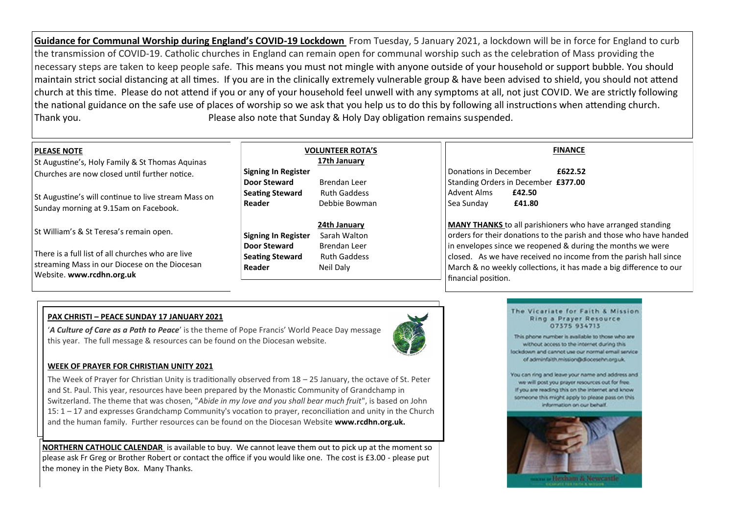**Guidance for Communal Worship during England's COVID-19 Lockdown** From Tuesday, 5 January 2021, a lockdown will be in force for England to curb the transmission of COVID-19. Catholic churches in England can remain open for communal worship such as the celebration of Mass providing the necessary steps are taken to keep people safe. This means you must not mingle with anyone outside of your household or support bubble. You should maintain strict social distancing at all times. If you are in the clinically extremely vulnerable group & have been advised to shield, you should not attend church at this time. Please do not attend if you or any of your household feel unwell with any symptoms at all, not just COVID. We are strictly following the national guidance on the safe use of places of worship so we ask that you help us to do this by following all instructions when attending church. Thank you. Please also note that Sunday & Holy Day obligation remains suspended.

**PLEASE NOTE**

St Augustine's, Holy Family & St Thomas Aquinas Churches are now closed until further notice.

St Augustine's will continue to live stream Mass on Sunday morning at 9.15am on Facebook.

St William's & St Teresa's remain open.

There is a full list of all churches who are live streaming Mass in our Diocese on the Diocesan Website. **www.rcdhn.org.uk**

**VOLUNTEER ROTA'S**

**17th January**

| | |
|---|---|
| **Signing In Register** | |
| **Door Steward** | Brendan Leer |
| **Seating Steward** | Ruth Gaddess |
| **Reader** | Debbie Bowman |

**24th January**

| | |
|---|---|
| **Signing In Register** | Sarah Walton |
| **Door Steward** | Brendan Leer |
| **Seating Steward** | Ruth Gaddess |
| **Reader** | Neil Daly |

**FINANCE**

| | |
|---|---|
| Donations in December | **£622.52** |
| Standing Orders in December | **£377.00** |
| Advent Alms | **£42.50** |
| Sea Sunday | **£41.80** |

**MANY THANKS** to all parishioners who have arranged standing orders for their donations to the parish and those who have handed in envelopes since we reopened & during the months we were closed. As we have received no income from the parish hall since March & no weekly collections, it has made a big difference to our financial position.

**PAX CHRISTI – PEACE SUNDAY 17 JANUARY 2021**

'***A Culture of Care as a Path to Peace***' is the theme of Pope Francis' World Peace Day message this year. The full message & resources can be found on the Diocesan website.

**WEEK OF PRAYER FOR CHRISTIAN UNITY 2021**

The Week of Prayer for Christian Unity is traditionally observed from 18 – 25 January, the octave of St. Peter and St. Paul. This year, resources have been prepared by the Monastic Community of Grandchamp in Switzerland. The theme that was chosen, "*Abide in my love and you shall bear much fruit*", is based on John 15: 1 – 17 and expresses Grandchamp Community's vocation to prayer, reconciliation and unity in the Church and the human family. Further resources can be found on the Diocesan Website **www.rcdhn.org.uk.**

**NORTHERN CATHOLIC CALENDAR** is available to buy. We cannot leave them out to pick up at the moment so please ask Fr Greg or Brother Robert or contact the office if you would like one. The cost is £3.00 - please put the money in the Piety Box. Many Thanks.

The Vicariate for Faith & Mission
Ring a Prayer Resource
07375 934713

This phone number is available to those who are without access to the internet during this lockdown and cannot use our normal email service of adminfaith.mission@diocesehn.org.uk.

You can ring and leave your name and address and we will post you prayer resources out for free. If you are reading this on the internet and know someone this might apply to please pass on this information on our behalf.

Diocese of Hexham & Newcastle